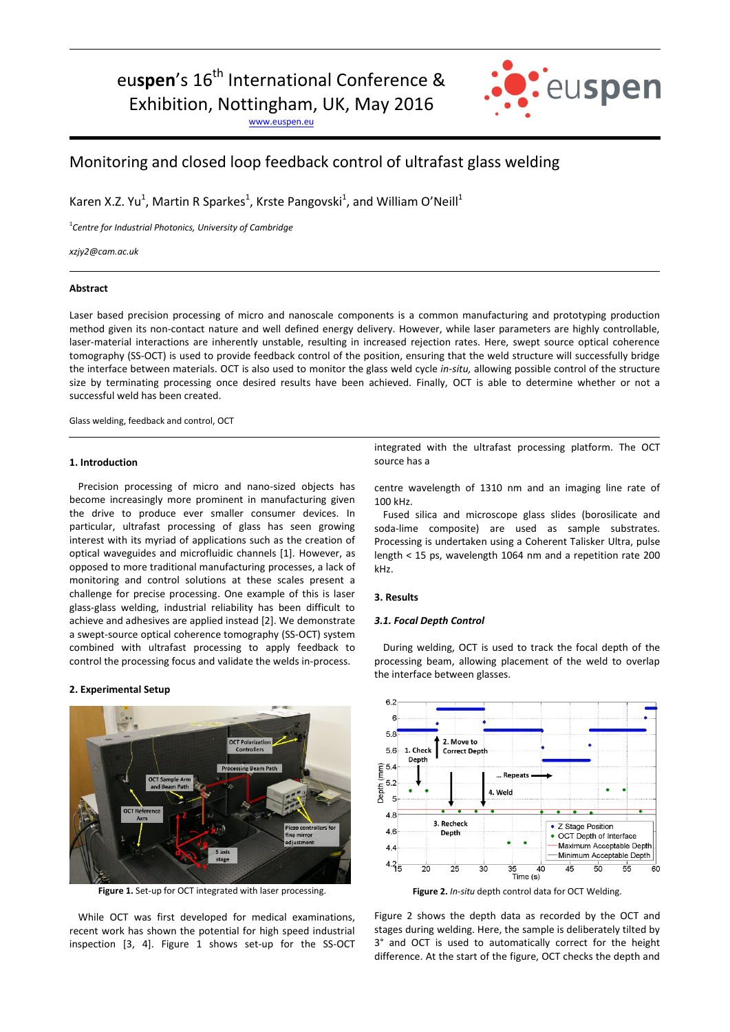euspen's 16th International Conference & Exhibition, Nottingham, UK, May 2016

www.euspen.eu

# Monitoring and closed loop feedback control of ultrafast glass welding

Karen X.Z. Yu[1], Martin R Sparkes[1], Krste Pangovski[1], and William O'Neill[1]

[1]*Centre for Industrial Photonics, University of Cambridge*

*xzjy2@cam.ac.uk*

## Abstract

Laser based precision processing of micro and nanoscale components is a common manufacturing and prototyping production method given its non-contact nature and well defined energy delivery. However, while laser parameters are highly controllable, laser-material interactions are inherently unstable, resulting in increased rejection rates. Here, swept source optical coherence tomography (SS-OCT) is used to provide feedback control of the position, ensuring that the weld structure will successfully bridge the interface between materials. OCT is also used to monitor the glass weld cycle *in-situ,* allowing possible control of the structure size by terminating processing once desired results have been achieved. Finally, OCT is able to determine whether or not a successful weld has been created.

Glass welding, feedback and control, OCT

## 1. Introduction

Precision processing of micro and nano-sized objects has become increasingly more prominent in manufacturing given the drive to produce ever smaller consumer devices. In particular, ultrafast processing of glass has seen growing interest with its myriad of applications such as the creation of optical waveguides and microfluidic channels [1]. However, as opposed to more traditional manufacturing processes, a lack of monitoring and control solutions at these scales present a challenge for precise processing. One example of this is laser glass-glass welding, industrial reliability has been difficult to achieve and adhesives are applied instead [2]. We demonstrate a swept-source optical coherence tomography (SS-OCT) system combined with ultrafast processing to apply feedback to control the processing focus and validate the welds in-process.

## 2. Experimental Setup

**Figure 1.** Set-up for OCT integrated with laser processing.

While OCT was first developed for medical examinations, recent work has shown the potential for high speed industrial inspection [3, 4]. Figure 1 shows set-up for the SS-OCT integrated with the ultrafast processing platform. The OCT source has a centre wavelength of 1310 nm and an imaging line rate of 100 kHz.

Fused silica and microscope glass slides (borosilicate and soda-lime composite) are used as sample substrates. Processing is undertaken using a Coherent Talisker Ultra, pulse length < 15 ps, wavelength 1064 nm and a repetition rate 200 kHz.

## 3. Results

### *3.1. Focal Depth Control*

During welding, OCT is used to track the focal depth of the processing beam, allowing placement of the weld to overlap the interface between glasses.

**Figure 2.** *In-situ* depth control data for OCT Welding.

Figure 2 shows the depth data as recorded by the OCT and stages during welding. Here, the sample is deliberately tilted by 3° and OCT is used to automatically correct for the height difference. At the start of the figure, OCT checks the depth and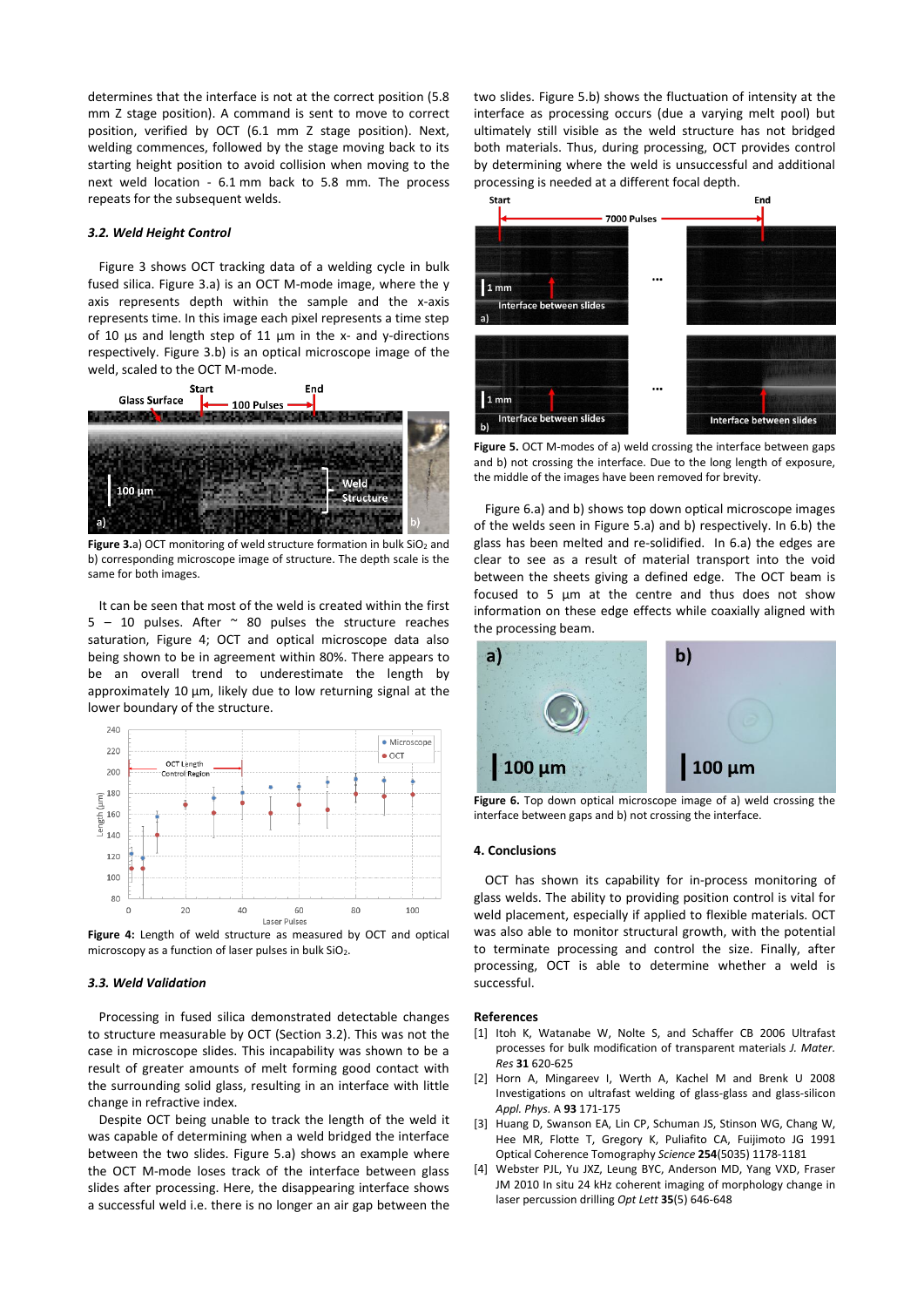determines that the interface is not at the correct position (5.8 mm Z stage position). A command is sent to move to correct position, verified by OCT (6.1 mm Z stage position). Next, welding commences, followed by the stage moving back to its starting height position to avoid collision when moving to the next weld location - 6.1 mm back to 5.8 mm. The process repeats for the subsequent welds.

### *3.2. Weld Height Control*

Figure 3 shows OCT tracking data of a welding cycle in bulk fused silica. Figure 3.a) is an OCT M-mode image, where the y axis represents depth within the sample and the x-axis represents time. In this image each pixel represents a time step of 10 µs and length step of 11 µm in the x- and y-directions respectively. Figure 3.b) is an optical microscope image of the weld, scaled to the OCT M-mode.

Glass Surface
Start
End
100 Pulses
100 µm
Weld Structure
a)
b)

**Figure 3.**a) OCT monitoring of weld structure formation in bulk $SiO_2$ and b) corresponding microscope image of structure. The depth scale is the same for both images.

It can be seen that most of the weld is created within the first 5 – 10 pulses. After ~ 80 pulses the structure reaches saturation, Figure 4; OCT and optical microscope data also being shown to be in agreement within 80%. There appears to be an overall trend to underestimate the length by approximately 10 µm, likely due to low returning signal at the lower boundary of the structure.

240
220
200
180
160
140
120
100
80
Length (µm)
0
20
40
60
80
100
Laser Pulses
OCT Length Control Region
Microscope
OCT

**Figure 4:** Length of weld structure as measured by OCT and optical microscopy as a function of laser pulses in bulk $SiO_2$.

### *3.3. Weld Validation*

Processing in fused silica demonstrated detectable changes to structure measurable by OCT (Section 3.2). This was not the case in microscope slides. This incapability was shown to be a result of greater amounts of melt forming good contact with the surrounding solid glass, resulting in an interface with little change in refractive index.

Despite OCT being unable to track the length of the weld it was capable of determining when a weld bridged the interface between the two slides. Figure 5.a) shows an example where the OCT M-mode loses track of the interface between glass slides after processing. Here, the disappearing interface shows a successful weld i.e. there is no longer an air gap between the two slides. Figure 5.b) shows the fluctuation of intensity at the interface as processing occurs (due a varying melt pool) but ultimately still visible as the weld structure has not bridged both materials. Thus, during processing, OCT provides control by determining where the weld is unsuccessful and additional processing is needed at a different focal depth.

Start
End
7000 Pulses
1 mm
Interface between slides
a)
...
1 mm
Interface between slides
b)
...
Interface between slides

**Figure 5.** OCT M-modes of a) weld crossing the interface between gaps and b) not crossing the interface. Due to the long length of exposure, the middle of the images have been removed for brevity.

Figure 6.a) and b) shows top down optical microscope images of the welds seen in Figure 5.a) and b) respectively. In 6.b) the glass has been melted and re-solidified. In 6.a) the edges are clear to see as a result of material transport into the void between the sheets giving a defined edge. The OCT beam is focused to 5 µm at the centre and thus does not show information on these edge effects while coaxially aligned with the processing beam.

a)
100 µm
b)
100 µm

**Figure 6.** Top down optical microscope image of a) weld crossing the interface between gaps and b) not crossing the interface.

## 4. Conclusions

OCT has shown its capability for in-process monitoring of glass welds. The ability to providing position control is vital for weld placement, especially if applied to flexible materials. OCT was also able to monitor structural growth, with the potential to terminate processing and control the size. Finally, after processing, OCT is able to determine whether a weld is successful.

## References

[1] Itoh K, Watanabe W, Nolte S, and Schaffer CB 2006 Ultrafast processes for bulk modification of transparent materials *J. Mater. Res* **31** 620-625

[2] Horn A, Mingareev I, Werth A, Kachel M and Brenk U 2008 Investigations on ultrafast welding of glass-glass and glass-silicon *Appl. Phys.* A **93** 171-175

[3] Huang D, Swanson EA, Lin CP, Schuman JS, Stinson WG, Chang W, Hee MR, Flotte T, Gregory K, Puliafito CA, Fuijimoto JG 1991 Optical Coherence Tomography *Science* **254**(5035) 1178-1181

[4] Webster PJL, Yu JXZ, Leung BYC, Anderson MD, Yang VXD, Fraser JM 2010 In situ 24 kHz coherent imaging of morphology change in laser percussion drilling *Opt Lett* **35**(5) 646-648